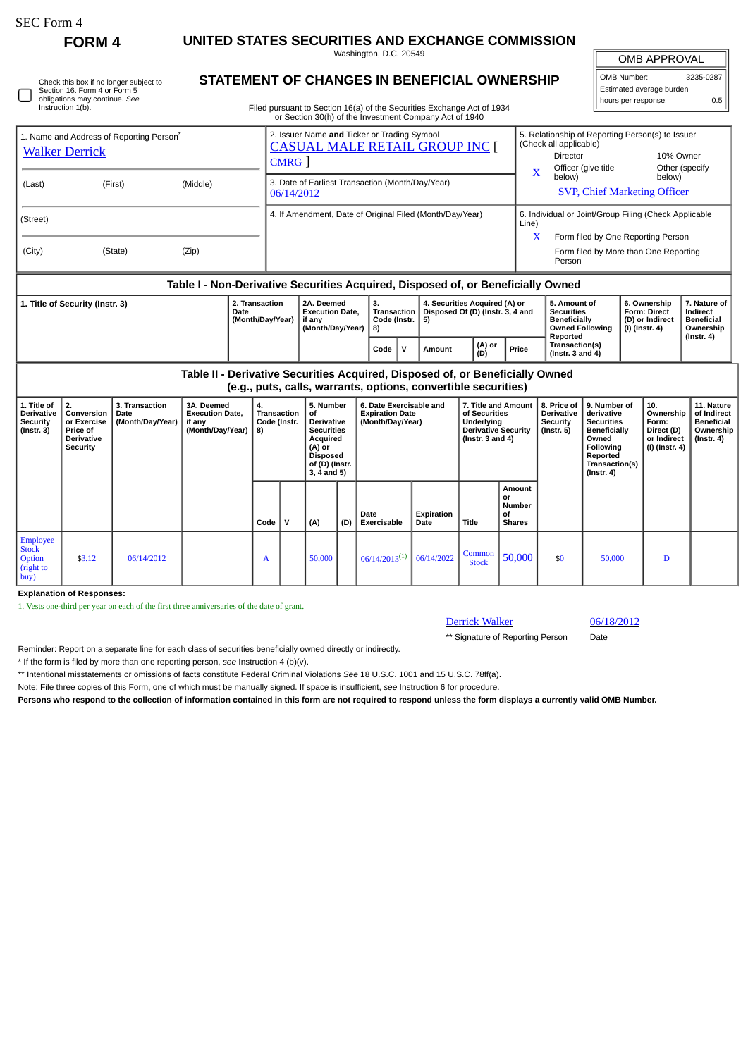SEC Form 4

**FORM 4**

# UNITED STATES SECURITIES AND EXCHANGE COMMISSION

Washington, D.C. 20549

## STATEMENT OF CHANGES IN BENEFICIAL OWNERSHIP

Filed pursuant to Section 16(a) of the Securities Exchange Act of 1934 or Section 30(h) of the Investment Company Act of 1940

| OMB APPROVAL | |
|---|---|
| OMB Number: | 3235-0287 |
| Estimated average burden hours per response: | 0.5 |

☐ Check this box if no longer subject to Section 16. Form 4 or Form 5 obligations may continue. *See* Instruction 1(b).

| 1. Name and Address of Reporting Person* | 2. Issuer Name and Ticker or Trading Symbol | 5. Relationship of Reporting Person(s) to Issuer (Check all applicable) |
|---|---|---|
| Walker Derrick | CASUAL MALE RETAIL GROUP INC [ CMRG ] | Director / 10% Owner |
| (Last) (First) (Middle) | 3. Date of Earliest Transaction (Month/Day/Year) 06/14/2012 | X Officer (give title below) / Other (specify below) |
| | | SVP, Chief Marketing Officer |
| (Street) | 4. If Amendment, Date of Original Filed (Month/Day/Year) | 6. Individual or Joint/Group Filing (Check Applicable Line) |
| (City) (State) (Zip) | | X Form filed by One Reporting Person |
| | | Form filed by More than One Reporting Person |

### Table I - Non-Derivative Securities Acquired, Disposed of, or Beneficially Owned

| 1. Title of Security (Instr. 3) | 2. Transaction Date (Month/Day/Year) | 2A. Deemed Execution Date, if any (Month/Day/Year) | 3. Transaction Code (Instr. 8) | | 4. Securities Acquired (A) or Disposed Of (D) (Instr. 3, 4 and 5) | | | 5. Amount of Securities Beneficially Owned Following Reported Transaction(s) (Instr. 3 and 4) | 6. Ownership Form: Direct (D) or Indirect (I) (Instr. 4) | 7. Nature of Indirect Beneficial Ownership (Instr. 4) |
|---|---|---|---|---|---|---|---|---|---|---|
| | | | Code | V | Amount | (A) or (D) | Price | | | |

### Table II - Derivative Securities Acquired, Disposed of, or Beneficially Owned (e.g., puts, calls, warrants, options, convertible securities)

| 1. Title of Derivative Security (Instr. 3) | 2. Conversion or Exercise Price of Derivative Security | 3. Transaction Date (Month/Day/Year) | 3A. Deemed Execution Date, if any (Month/Day/Year) | 4. Transaction Code (Instr. 8) | | 5. Number of Derivative Securities Acquired (A) or Disposed of (D) (Instr. 3, 4 and 5) | | 6. Date Exercisable and Expiration Date (Month/Day/Year) | | 7. Title and Amount of Securities Underlying Derivative Security (Instr. 3 and 4) | | 8. Price of Derivative Security (Instr. 5) | 9. Number of derivative Securities Beneficially Owned Following Reported Transaction(s) (Instr. 4) | 10. Ownership Form: Direct (D) or Indirect (I) (Instr. 4) | 11. Nature of Indirect Beneficial Ownership (Instr. 4) |
|---|---|---|---|---|---|---|---|---|---|---|---|---|---|---|---|
| | | | | Code | V | (A) | (D) | Date Exercisable | Expiration Date | Title | Amount or Number of Shares | | | | |
| Employee Stock Option (right to buy) | $3.12 | 06/14/2012 | | A | | 50,000 | | 06/14/2013[1] | 06/14/2022 | Common Stock | 50,000 | $0 | 50,000 | D | |

**Explanation of Responses:**

1. Vests one-third per year on each of the first three anniversaries of the date of grant.

| Derrick Walker | 06/18/2012 |
|---|---|
| ** Signature of Reporting Person | Date |

Reminder: Report on a separate line for each class of securities beneficially owned directly or indirectly.

\* If the form is filed by more than one reporting person, *see* Instruction 4 (b)(v).

\*\* Intentional misstatements or omissions of facts constitute Federal Criminal Violations *See* 18 U.S.C. 1001 and 15 U.S.C. 78ff(a).

Note: File three copies of this Form, one of which must be manually signed. If space is insufficient, *see* Instruction 6 for procedure.

**Persons who respond to the collection of information contained in this form are not required to respond unless the form displays a currently valid OMB Number.**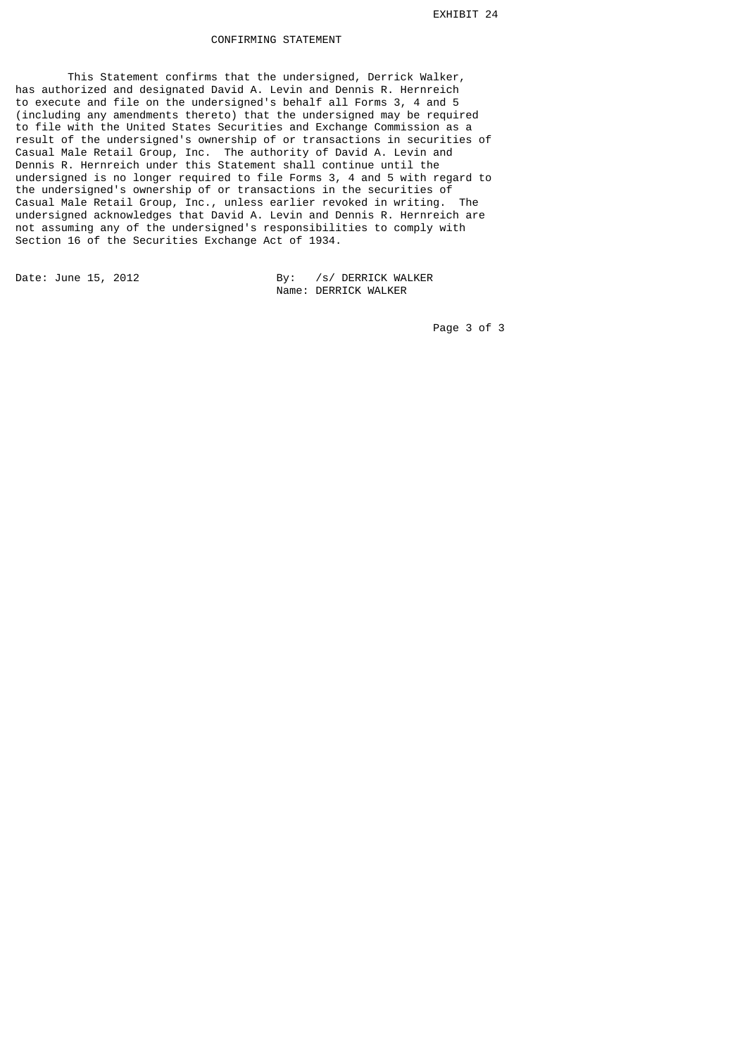EXHIBIT 24

# CONFIRMING STATEMENT

This Statement confirms that the undersigned, Derrick Walker, has authorized and designated David A. Levin and Dennis R. Hernreich to execute and file on the undersigned's behalf all Forms 3, 4 and 5 (including any amendments thereto) that the undersigned may be required to file with the United States Securities and Exchange Commission as a result of the undersigned's ownership of or transactions in securities of Casual Male Retail Group, Inc. The authority of David A. Levin and Dennis R. Hernreich under this Statement shall continue until the undersigned is no longer required to file Forms 3, 4 and 5 with regard to the undersigned's ownership of or transactions in the securities of Casual Male Retail Group, Inc., unless earlier revoked in writing. The undersigned acknowledges that David A. Levin and Dennis R. Hernreich are not assuming any of the undersigned's responsibilities to comply with Section 16 of the Securities Exchange Act of 1934.

Date: June 15, 2012

By: /s/ DERRICK WALKER
Name: DERRICK WALKER